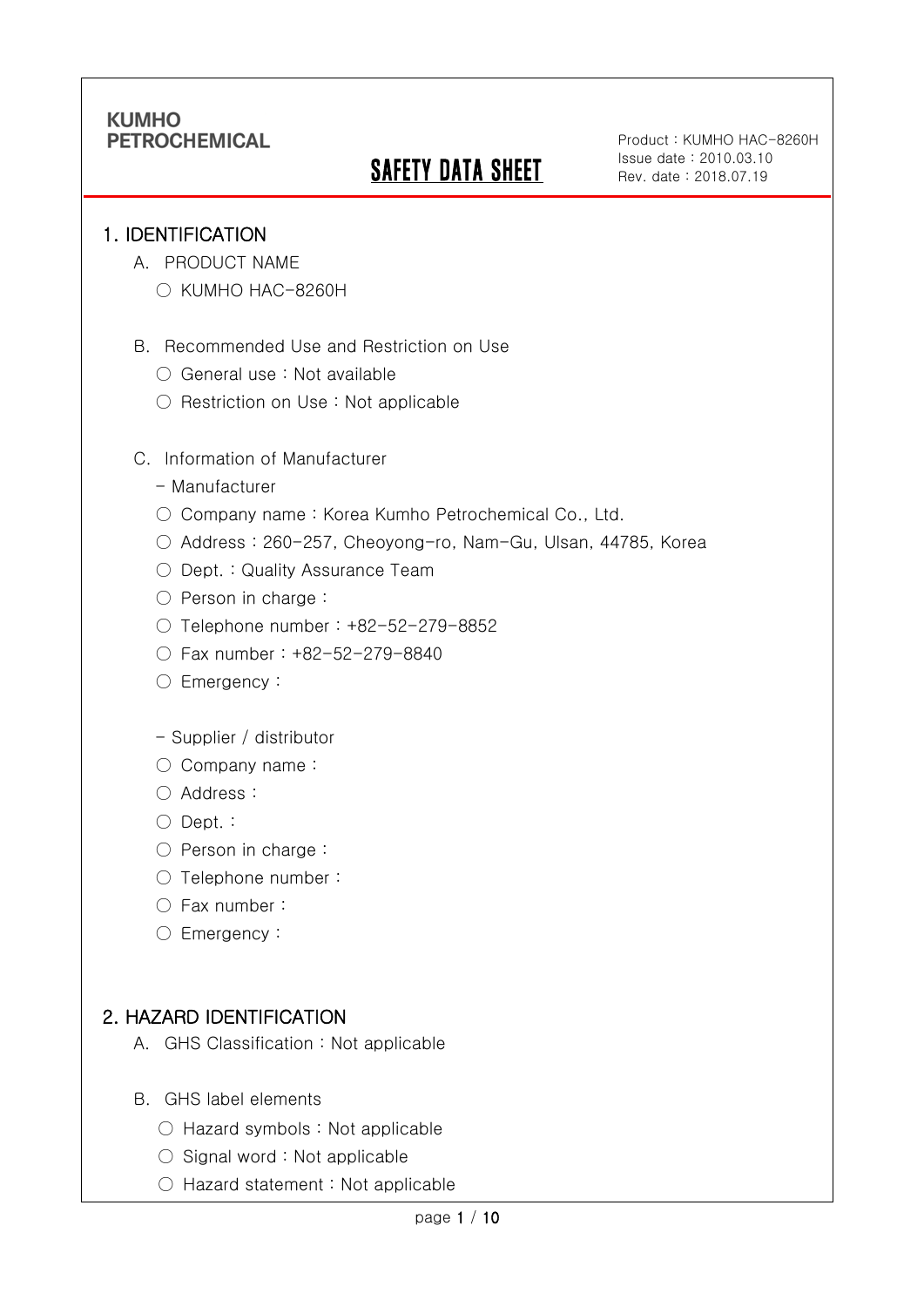KUMHO
PETROCHEMICAL

# SAFETY DATA SHEET

Product : KUMHO HAC-8260H
Issue date : 2010.03.10
Rev. date : 2018.07.19

## 1. IDENTIFICATION

A. PRODUCT NAME

○ KUMHO HAC-8260H

B. Recommended Use and Restriction on Use

○ General use : Not available

○ Restriction on Use : Not applicable

C. Information of Manufacturer

- Manufacturer

○ Company name : Korea Kumho Petrochemical Co., Ltd.

○ Address : 260-257, Cheoyong-ro, Nam-Gu, Ulsan, 44785, Korea

○ Dept. : Quality Assurance Team

○ Person in charge :

○ Telephone number : +82-52-279-8852

○ Fax number : +82-52-279-8840

○ Emergency :

- Supplier / distributor

○ Company name :

○ Address :

○ Dept. :

○ Person in charge :

○ Telephone number :

○ Fax number :

○ Emergency :

## 2. HAZARD IDENTIFICATION

A. GHS Classification : Not applicable

B. GHS label elements

○ Hazard symbols : Not applicable

○ Signal word : Not applicable

○ Hazard statement : Not applicable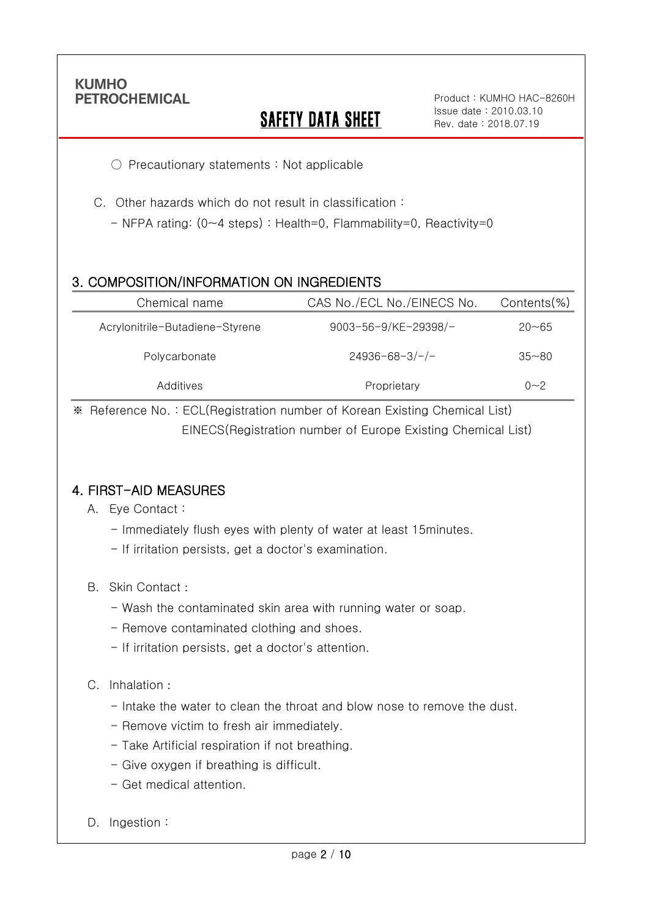○ Precautionary statements : Not applicable

C. Other hazards which do not result in classification :

- NFPA rating: (0~4 steps) : Health=0, Flammability=0, Reactivity=0

## 3. COMPOSITION/INFORMATION ON INGREDIENTS

| Chemical name | CAS No./ECL No./EINECS No. | Contents(%) |
|---|---|---|
| Acrylonitrile-Butadiene-Styrene | 9003-56-9/KE-29398/- | 20~65 |
| Polycarbonate | 24936-68-3/-/- | 35~80 |
| Additives | Proprietary | 0~2 |

※ Reference No. : ECL(Registration number of Korean Existing Chemical List)
EINECS(Registration number of Europe Existing Chemical List)

## 4. FIRST-AID MEASURES

A. Eye Contact :

- Immediately flush eyes with plenty of water at least 15minutes.
- If irritation persists, get a doctor's examination.

B. Skin Contact :

- Wash the contaminated skin area with running water or soap.
- Remove contaminated clothing and shoes.
- If irritation persists, get a doctor's attention.

C. Inhalation :

- Intake the water to clean the throat and blow nose to remove the dust.
- Remove victim to fresh air immediately.
- Take Artificial respiration if not breathing.
- Give oxygen if breathing is difficult.
- Get medical attention.

D. Ingestion :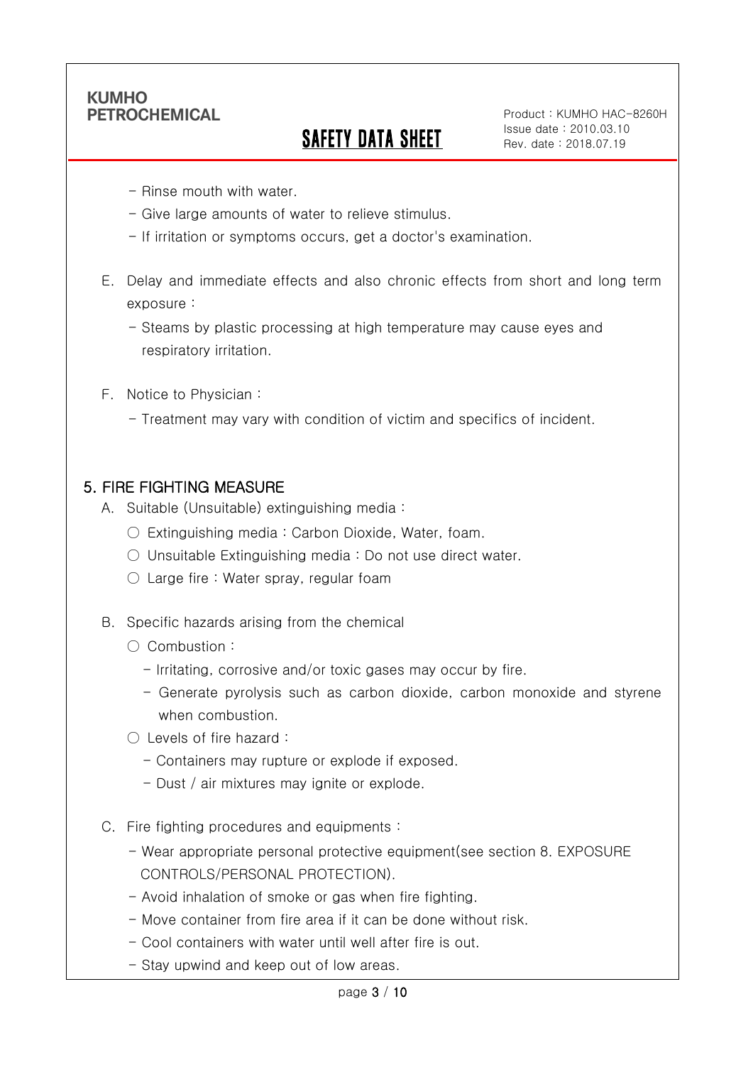- Rinse mouth with water.
- Give large amounts of water to relieve stimulus.
- If irritation or symptoms occurs, get a doctor's examination.

E. Delay and immediate effects and also chronic effects from short and long term exposure :

- Steams by plastic processing at high temperature may cause eyes and respiratory irritation.

F. Notice to Physician :

- Treatment may vary with condition of victim and specifics of incident.

## 5. FIRE FIGHTING MEASURE

A. Suitable (Unsuitable) extinguishing media :

○ Extinguishing media : Carbon Dioxide, Water, foam.

○ Unsuitable Extinguishing media : Do not use direct water.

○ Large fire : Water spray, regular foam

B. Specific hazards arising from the chemical

○ Combustion :

- Irritating, corrosive and/or toxic gases may occur by fire.
- Generate pyrolysis such as carbon dioxide, carbon monoxide and styrene when combustion.

○ Levels of fire hazard :

- Containers may rupture or explode if exposed.
- Dust / air mixtures may ignite or explode.

C. Fire fighting procedures and equipments :

- Wear appropriate personal protective equipment(see section 8. EXPOSURE CONTROLS/PERSONAL PROTECTION).
- Avoid inhalation of smoke or gas when fire fighting.
- Move container from fire area if it can be done without risk.
- Cool containers with water until well after fire is out.
- Stay upwind and keep out of low areas.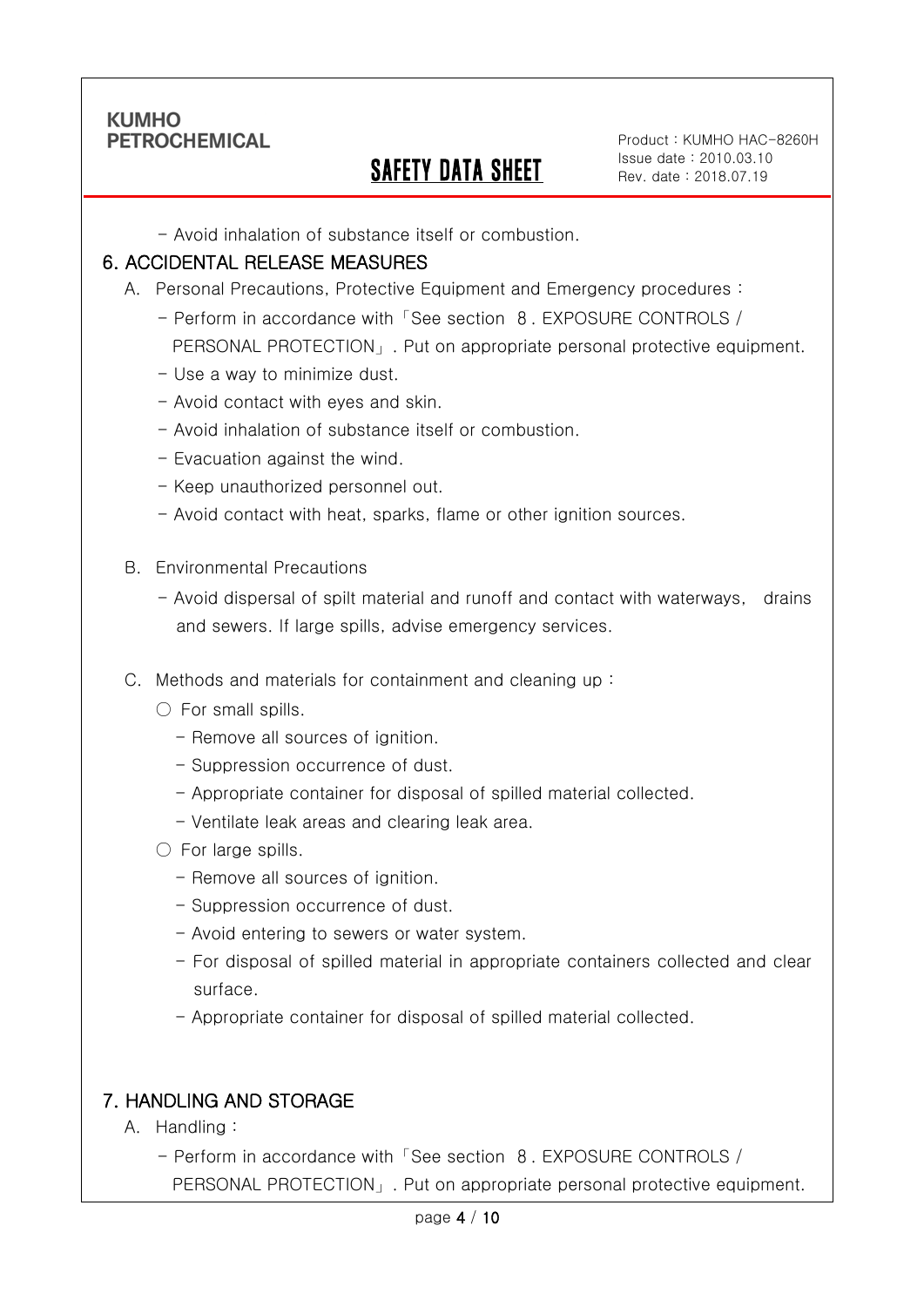- Avoid inhalation of substance itself or combustion.

## 6. ACCIDENTAL RELEASE MEASURES

A. Personal Precautions, Protective Equipment and Emergency procedures :

- Perform in accordance with「See section 8. EXPOSURE CONTROLS / PERSONAL PROTECTION」. Put on appropriate personal protective equipment.
- Use a way to minimize dust.
- Avoid contact with eyes and skin.
- Avoid inhalation of substance itself or combustion.
- Evacuation against the wind.
- Keep unauthorized personnel out.
- Avoid contact with heat, sparks, flame or other ignition sources.

B. Environmental Precautions

- Avoid dispersal of spilt material and runoff and contact with waterways, drains and sewers. If large spills, advise emergency services.

C. Methods and materials for containment and cleaning up :

○ For small spills.

- Remove all sources of ignition.
- Suppression occurrence of dust.
- Appropriate container for disposal of spilled material collected.
- Ventilate leak areas and clearing leak area.

○ For large spills.

- Remove all sources of ignition.
- Suppression occurrence of dust.
- Avoid entering to sewers or water system.
- For disposal of spilled material in appropriate containers collected and clear surface.
- Appropriate container for disposal of spilled material collected.

## 7. HANDLING AND STORAGE

A. Handling :

- Perform in accordance with「See section 8. EXPOSURE CONTROLS / PERSONAL PROTECTION」. Put on appropriate personal protective equipment.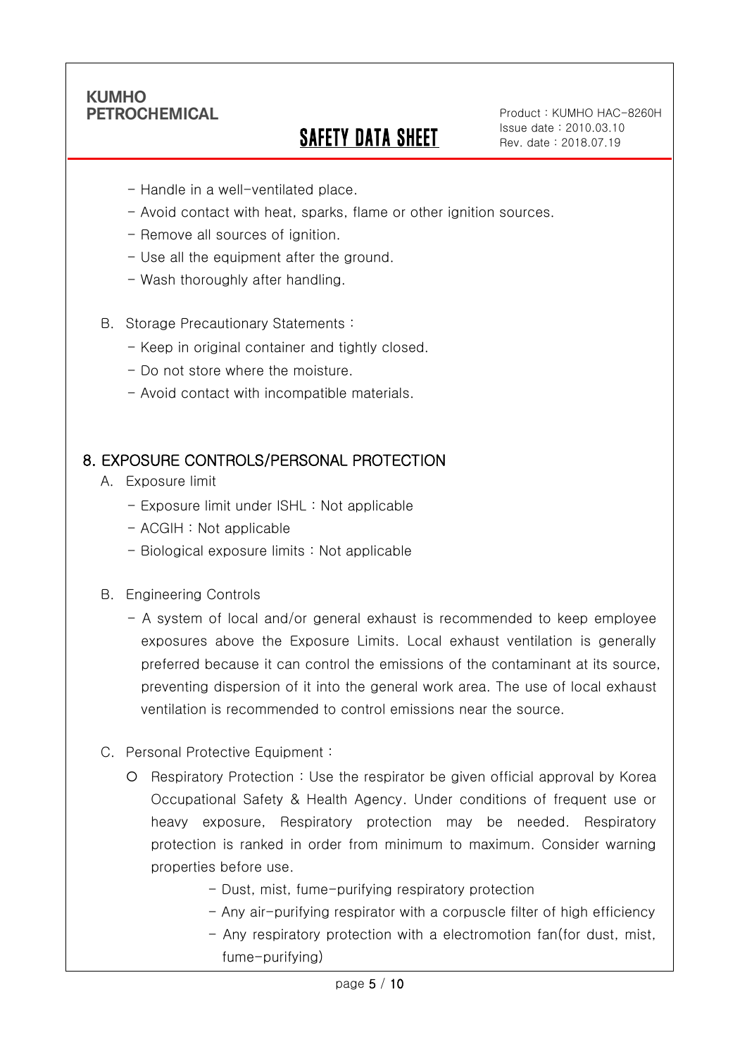- Handle in a well-ventilated place.
- Avoid contact with heat, sparks, flame or other ignition sources.
- Remove all sources of ignition.
- Use all the equipment after the ground.
- Wash thoroughly after handling.

B. Storage Precautionary Statements :
- Keep in original container and tightly closed.
- Do not store where the moisture.
- Avoid contact with incompatible materials.

## 8. EXPOSURE CONTROLS/PERSONAL PROTECTION

A. Exposure limit
- Exposure limit under ISHL : Not applicable
- ACGIH : Not applicable
- Biological exposure limits : Not applicable

B. Engineering Controls
- A system of local and/or general exhaust is recommended to keep employee exposures above the Exposure Limits. Local exhaust ventilation is generally preferred because it can control the emissions of the contaminant at its source, preventing dispersion of it into the general work area. The use of local exhaust ventilation is recommended to control emissions near the source.

C. Personal Protective Equipment :
- ○ Respiratory Protection : Use the respirator be given official approval by Korea Occupational Safety & Health Agency. Under conditions of frequent use or heavy exposure, Respiratory protection may be needed. Respiratory protection is ranked in order from minimum to maximum. Consider warning properties before use.
  - Dust, mist, fume-purifying respiratory protection
  - Any air-purifying respirator with a corpuscle filter of high efficiency
  - Any respiratory protection with a electromotion fan(for dust, mist, fume-purifying)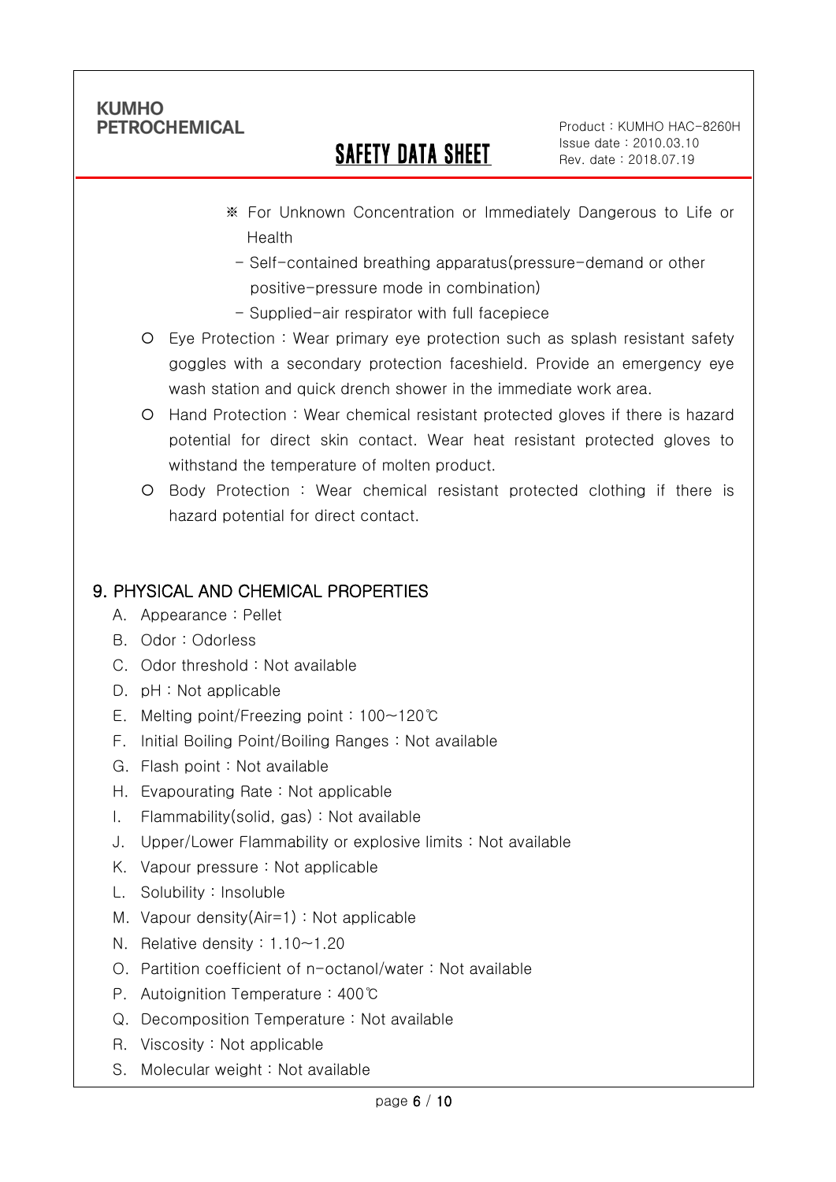※ For Unknown Concentration or Immediately Dangerous to Life or Health

- Self-contained breathing apparatus(pressure-demand or other positive-pressure mode in combination)
- Supplied-air respirator with full facepiece

- Eye Protection : Wear primary eye protection such as splash resistant safety goggles with a secondary protection faceshield. Provide an emergency eye wash station and quick drench shower in the immediate work area.
- Hand Protection : Wear chemical resistant protected gloves if there is hazard potential for direct skin contact. Wear heat resistant protected gloves to withstand the temperature of molten product.
- Body Protection : Wear chemical resistant protected clothing if there is hazard potential for direct contact.

## 9. PHYSICAL AND CHEMICAL PROPERTIES

A. Appearance : Pellet
B. Odor : Odorless
C. Odor threshold : Not available
D. pH : Not applicable
E. Melting point/Freezing point : 100~120℃
F. Initial Boiling Point/Boiling Ranges : Not available
G. Flash point : Not available
H. Evapourating Rate : Not applicable
I. Flammability(solid, gas) : Not available
J. Upper/Lower Flammability or explosive limits : Not available
K. Vapour pressure : Not applicable
L. Solubility : Insoluble
M. Vapour density(Air=1) : Not applicable
N. Relative density : 1.10~1.20
O. Partition coefficient of n-octanol/water : Not available
P. Autoignition Temperature : 400℃
Q. Decomposition Temperature : Not available
R. Viscosity : Not applicable
S. Molecular weight : Not available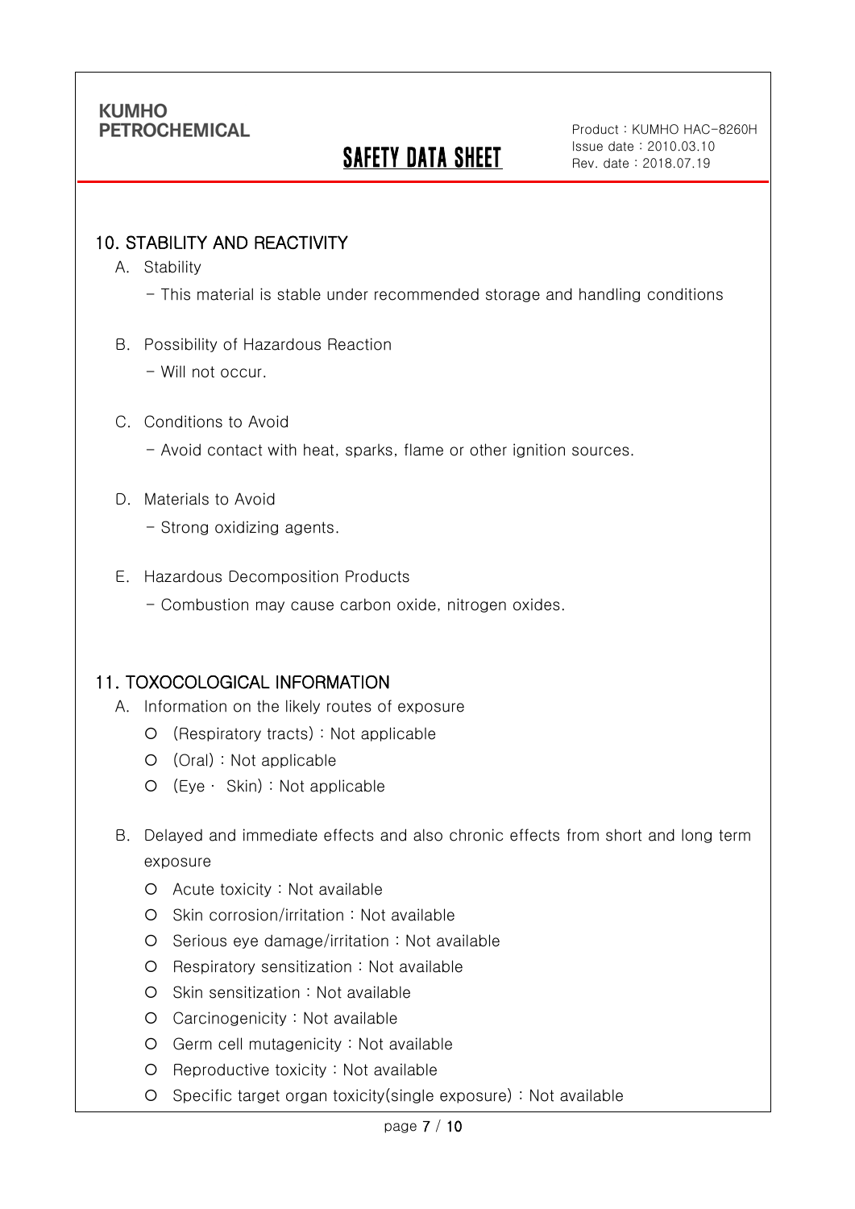## 10. STABILITY AND REACTIVITY

A. Stability

- This material is stable under recommended storage and handling conditions

B. Possibility of Hazardous Reaction

- Will not occur.

C. Conditions to Avoid

- Avoid contact with heat, sparks, flame or other ignition sources.

D. Materials to Avoid

- Strong oxidizing agents.

E. Hazardous Decomposition Products

- Combustion may cause carbon oxide, nitrogen oxides.

## 11. TOXOCOLOGICAL INFORMATION

A. Information on the likely routes of exposure

- (Respiratory tracts) : Not applicable
- (Oral) : Not applicable
- (Eye · Skin) : Not applicable

B. Delayed and immediate effects and also chronic effects from short and long term exposure

- Acute toxicity : Not available
- Skin corrosion/irritation : Not available
- Serious eye damage/irritation : Not available
- Respiratory sensitization : Not available
- Skin sensitization : Not available
- Carcinogenicity : Not available
- Germ cell mutagenicity : Not available
- Reproductive toxicity : Not available
- Specific target organ toxicity(single exposure) : Not available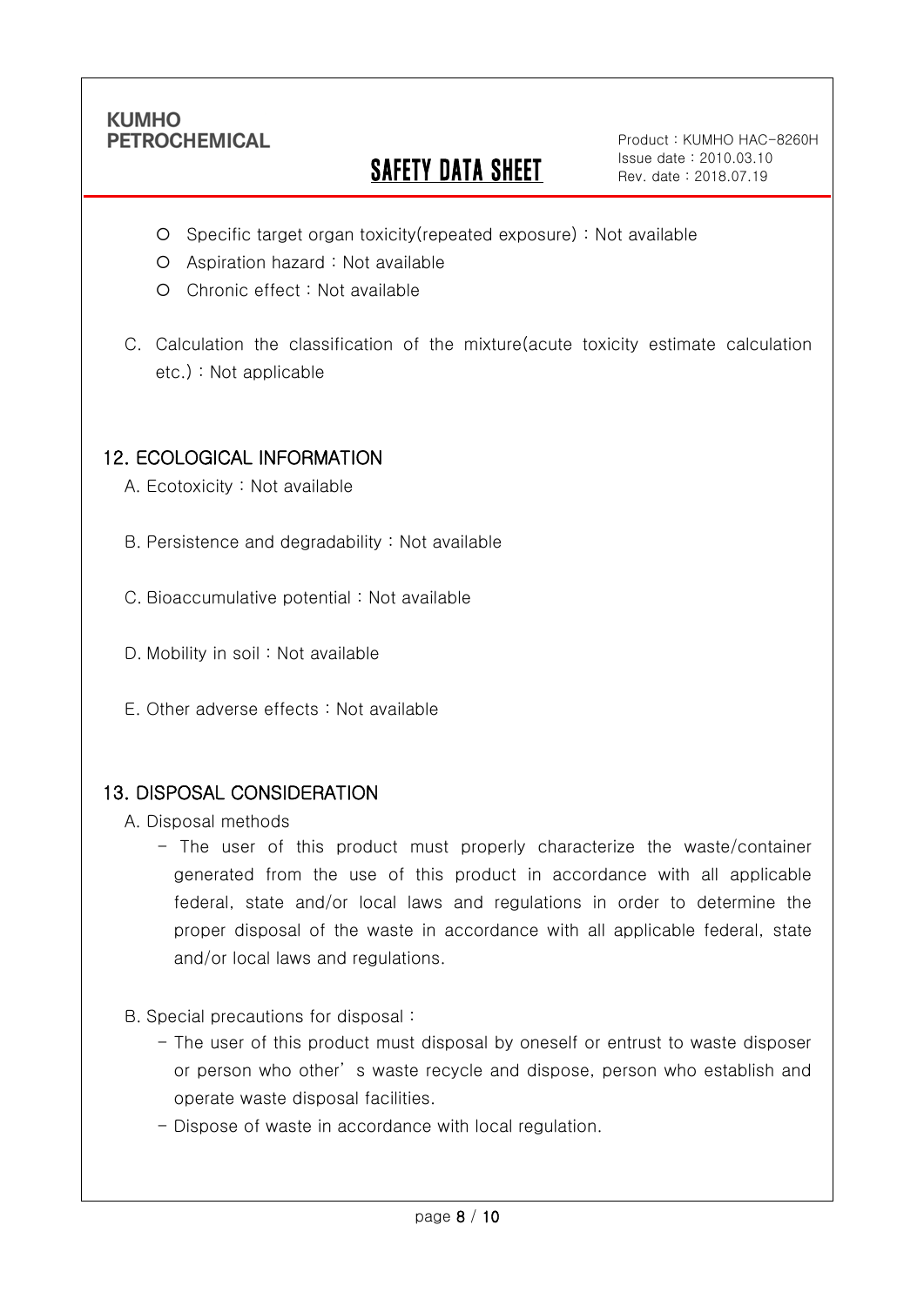- Specific target organ toxicity(repeated exposure) : Not available
- Aspiration hazard : Not available
- Chronic effect : Not available

C. Calculation the classification of the mixture(acute toxicity estimate calculation etc.) : Not applicable

## 12. ECOLOGICAL INFORMATION

A. Ecotoxicity : Not available

B. Persistence and degradability : Not available

C. Bioaccumulative potential : Not available

D. Mobility in soil : Not available

E. Other adverse effects : Not available

## 13. DISPOSAL CONSIDERATION

A. Disposal methods

- The user of this product must properly characterize the waste/container generated from the use of this product in accordance with all applicable federal, state and/or local laws and regulations in order to determine the proper disposal of the waste in accordance with all applicable federal, state and/or local laws and regulations.

B. Special precautions for disposal :

- The user of this product must disposal by oneself or entrust to waste disposer or person who other's waste recycle and dispose, person who establish and operate waste disposal facilities.
- Dispose of waste in accordance with local regulation.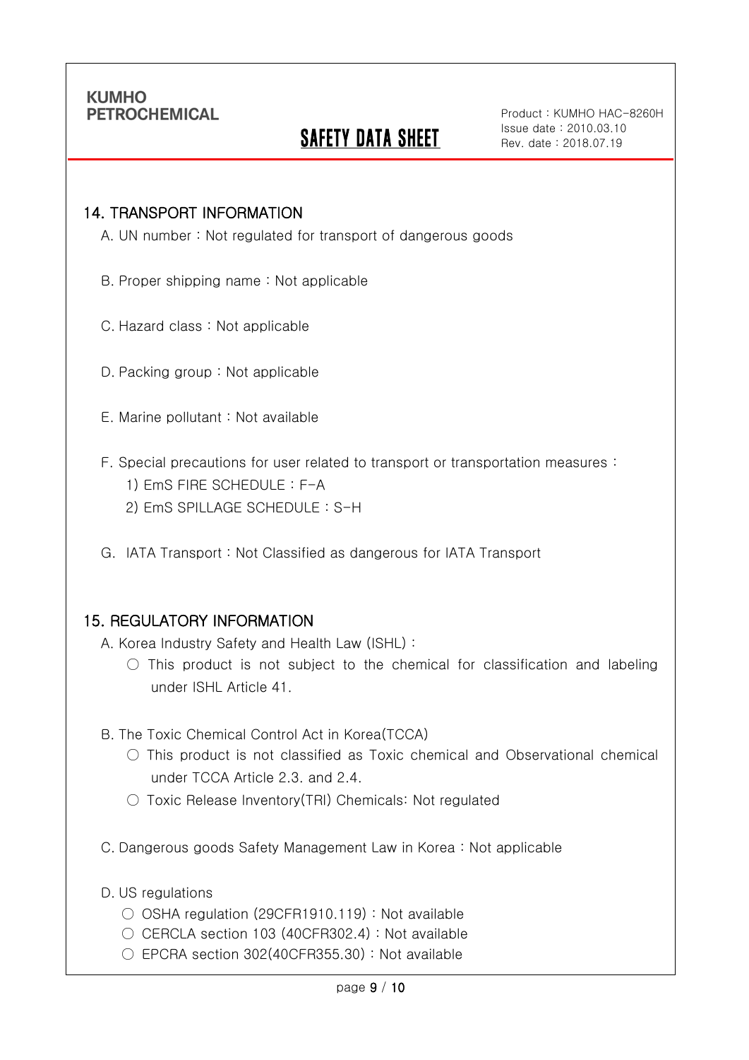## 14. TRANSPORT INFORMATION

A. UN number : Not regulated for transport of dangerous goods

B. Proper shipping name : Not applicable

C. Hazard class : Not applicable

D. Packing group : Not applicable

E. Marine pollutant : Not available

F. Special precautions for user related to transport or transportation measures :

1) EmS FIRE SCHEDULE : F-A

2) EmS SPILLAGE SCHEDULE : S-H

G. IATA Transport : Not Classified as dangerous for IATA Transport

## 15. REGULATORY INFORMATION

A. Korea Industry Safety and Health Law (ISHL) :

○ This product is not subject to the chemical for classification and labeling under ISHL Article 41.

B. The Toxic Chemical Control Act in Korea(TCCA)

○ This product is not classified as Toxic chemical and Observational chemical under TCCA Article 2.3. and 2.4.

○ Toxic Release Inventory(TRI) Chemicals: Not regulated

C. Dangerous goods Safety Management Law in Korea : Not applicable

D. US regulations

○ OSHA regulation (29CFR1910.119) : Not available

○ CERCLA section 103 (40CFR302.4) : Not available

○ EPCRA section 302(40CFR355.30) : Not available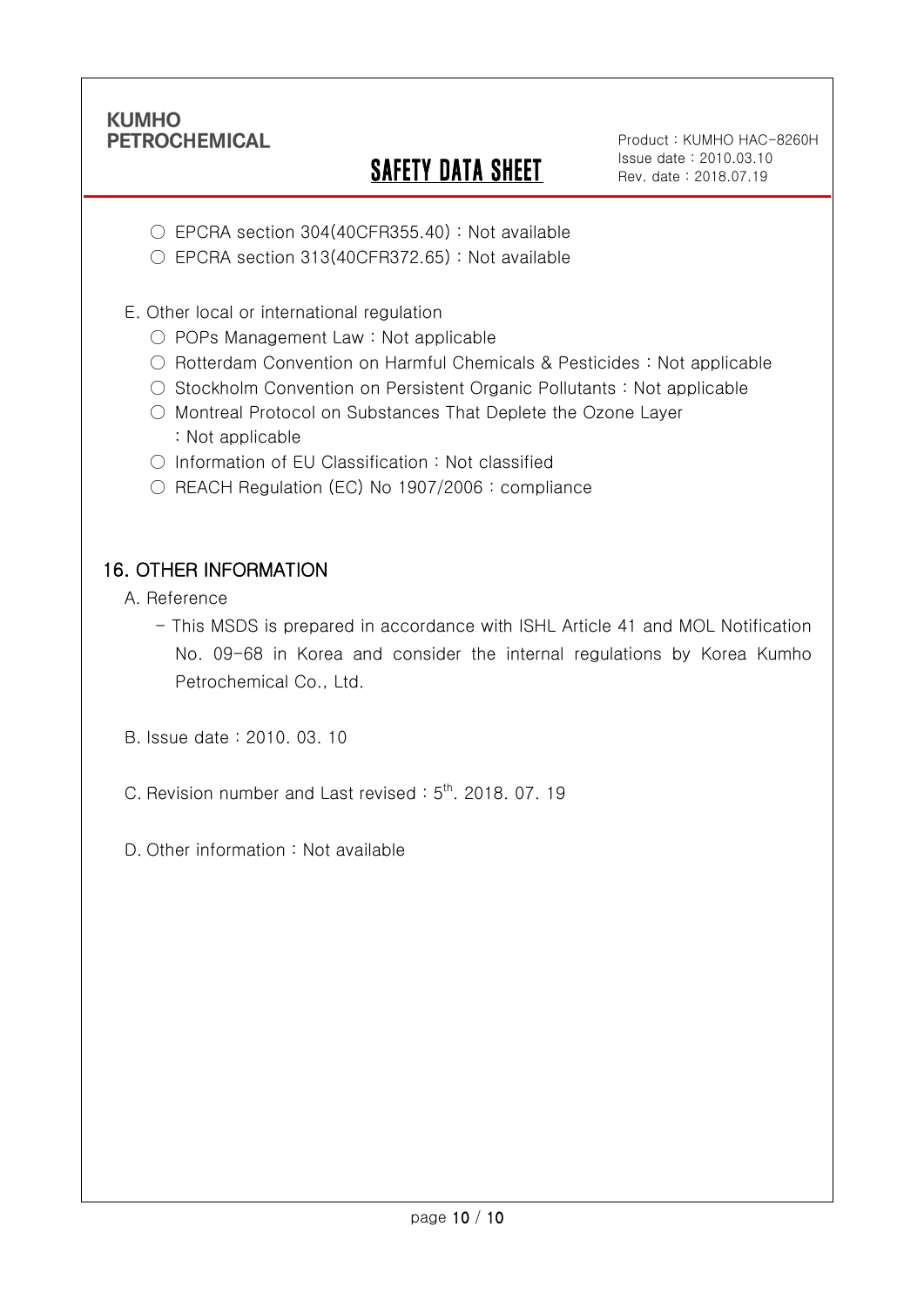○ EPCRA section 304(40CFR355.40) : Not available

○ EPCRA section 313(40CFR372.65) : Not available

E. Other local or international regulation

○ POPs Management Law : Not applicable

○ Rotterdam Convention on Harmful Chemicals & Pesticides : Not applicable

○ Stockholm Convention on Persistent Organic Pollutants : Not applicable

○ Montreal Protocol on Substances That Deplete the Ozone Layer : Not applicable

○ Information of EU Classification : Not classified

○ REACH Regulation (EC) No 1907/2006 : compliance

## 16. OTHER INFORMATION

A. Reference

- This MSDS is prepared in accordance with ISHL Article 41 and MOL Notification No. 09-68 in Korea and consider the internal regulations by Korea Kumho Petrochemical Co., Ltd.

B. Issue date : 2010. 03. 10

C. Revision number and Last revised : 5th. 2018. 07. 19

D. Other information : Not available